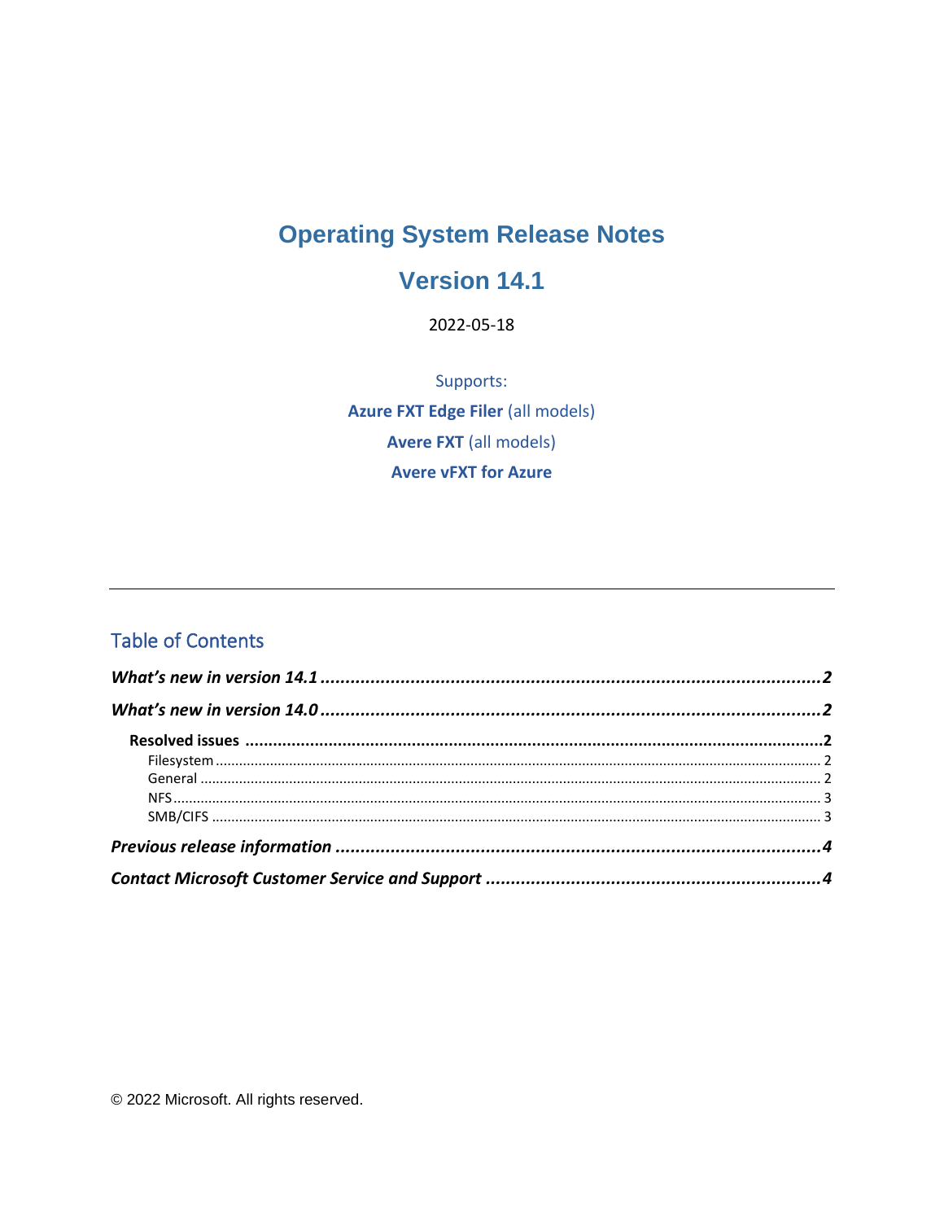# Operating System Release Notes

# Version 14.1

2022-05-18

Supports:

**Azure FXT Edge Filer** (all models)

**Avere FXT** (all models)

**Avere vFXT for Azure**

---

## Table of Contents

***What's new in version 14.1*** ........ **2**

***What's new in version 14.0*** ........ **2**

- **Resolved issues** ........ **2**
  - Filesystem ........ 2
  - General ........ 2
  - NFS ........ 3
  - SMB/CIFS ........ 3

***Previous release information*** ........ **4**

***Contact Microsoft Customer Service and Support*** ........ **4**

© 2022 Microsoft. All rights reserved.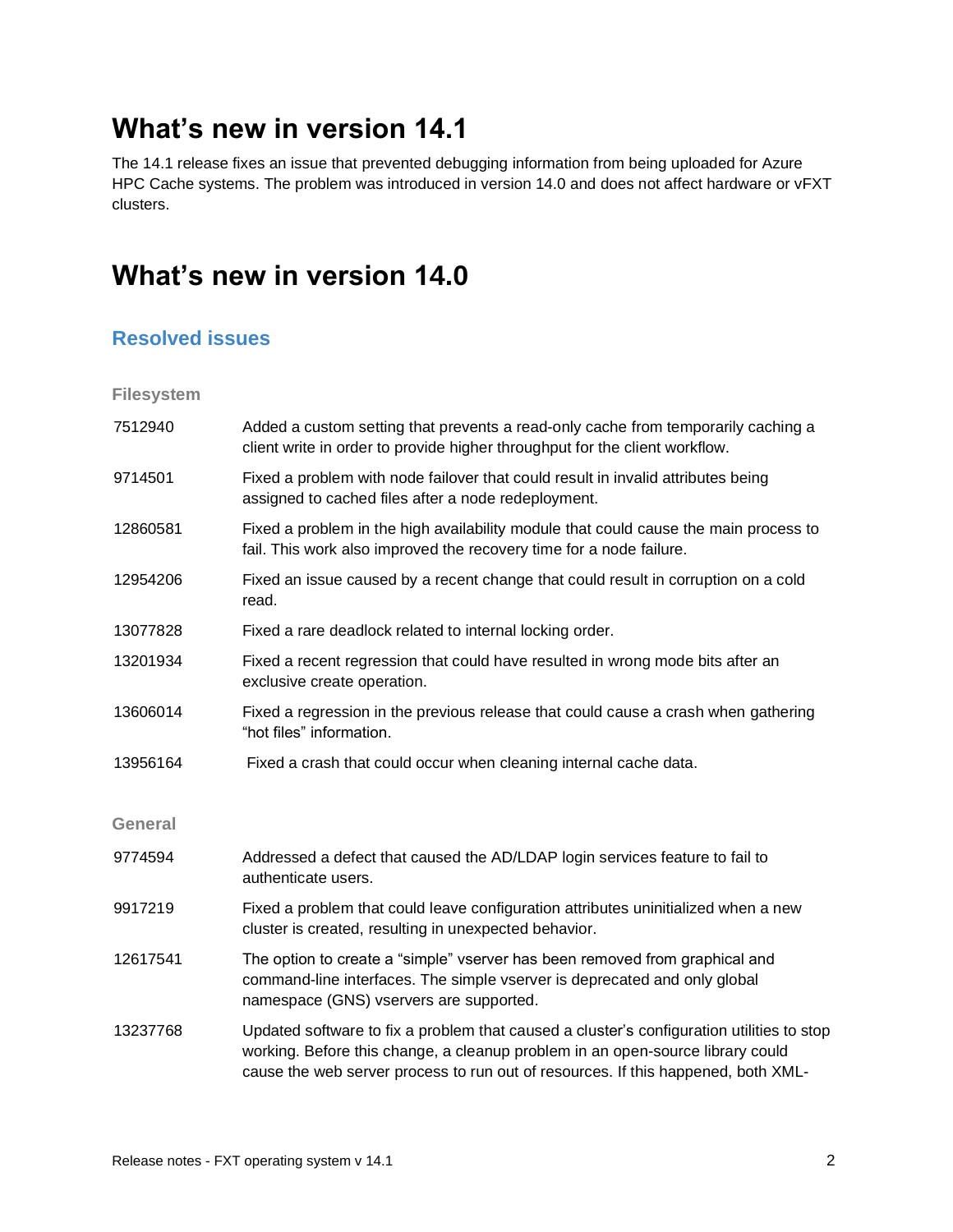# What's new in version 14.1

The 14.1 release fixes an issue that prevented debugging information from being uploaded for Azure HPC Cache systems. The problem was introduced in version 14.0 and does not affect hardware or vFXT clusters.

# What's new in version 14.0

## Resolved issues

### Filesystem

| | |
|---|---|
| 7512940 | Added a custom setting that prevents a read-only cache from temporarily caching a client write in order to provide higher throughput for the client workflow. |
| 9714501 | Fixed a problem with node failover that could result in invalid attributes being assigned to cached files after a node redeployment. |
| 12860581 | Fixed a problem in the high availability module that could cause the main process to fail. This work also improved the recovery time for a node failure. |
| 12954206 | Fixed an issue caused by a recent change that could result in corruption on a cold read. |
| 13077828 | Fixed a rare deadlock related to internal locking order. |
| 13201934 | Fixed a recent regression that could have resulted in wrong mode bits after an exclusive create operation. |
| 13606014 | Fixed a regression in the previous release that could cause a crash when gathering "hot files" information. |
| 13956164 | Fixed a crash that could occur when cleaning internal cache data. |

### General

| | |
|---|---|
| 9774594 | Addressed a defect that caused the AD/LDAP login services feature to fail to authenticate users. |
| 9917219 | Fixed a problem that could leave configuration attributes uninitialized when a new cluster is created, resulting in unexpected behavior. |
| 12617541 | The option to create a "simple" vserver has been removed from graphical and command-line interfaces. The simple vserver is deprecated and only global namespace (GNS) vservers are supported. |
| 13237768 | Updated software to fix a problem that caused a cluster's configuration utilities to stop working. Before this change, a cleanup problem in an open-source library could cause the web server process to run out of resources. If this happened, both XML- |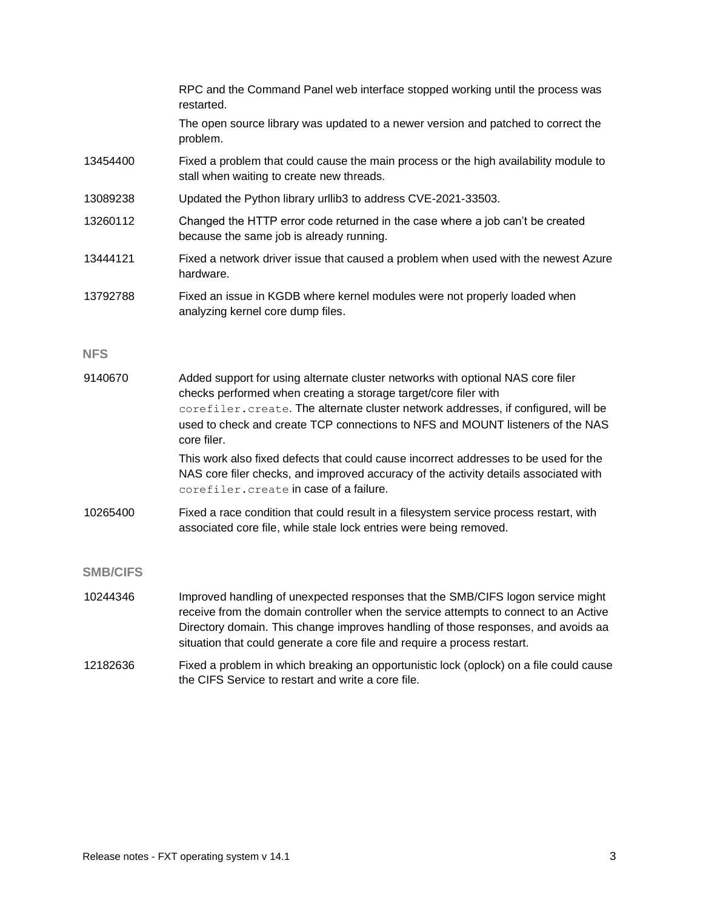| | |
|---|---|
| | RPC and the Command Panel web interface stopped working until the process was restarted.<br><br>The open source library was updated to a newer version and patched to correct the problem. |
| 13454400 | Fixed a problem that could cause the main process or the high availability module to stall when waiting to create new threads. |
| 13089238 | Updated the Python library urllib3 to address CVE-2021-33503. |
| 13260112 | Changed the HTTP error code returned in the case where a job can't be created because the same job is already running. |
| 13444121 | Fixed a network driver issue that caused a problem when used with the newest Azure hardware. |
| 13792788 | Fixed an issue in KGDB where kernel modules were not properly loaded when analyzing kernel core dump files. |

### NFS

| | |
|---|---|
| 9140670 | Added support for using alternate cluster networks with optional NAS core filer checks performed when creating a storage target/core filer with `corefiler.create`. The alternate cluster network addresses, if configured, will be used to check and create TCP connections to NFS and MOUNT listeners of the NAS core filer.<br><br>This work also fixed defects that could cause incorrect addresses to be used for the NAS core filer checks, and improved accuracy of the activity details associated with `corefiler.create` in case of a failure. |
| 10265400 | Fixed a race condition that could result in a filesystem service process restart, with associated core file, while stale lock entries were being removed. |

### SMB/CIFS

| | |
|---|---|
| 10244346 | Improved handling of unexpected responses that the SMB/CIFS logon service might receive from the domain controller when the service attempts to connect to an Active Directory domain. This change improves handling of those responses, and avoids aa situation that could generate a core file and require a process restart. |
| 12182636 | Fixed a problem in which breaking an opportunistic lock (oplock) on a file could cause the CIFS Service to restart and write a core file. |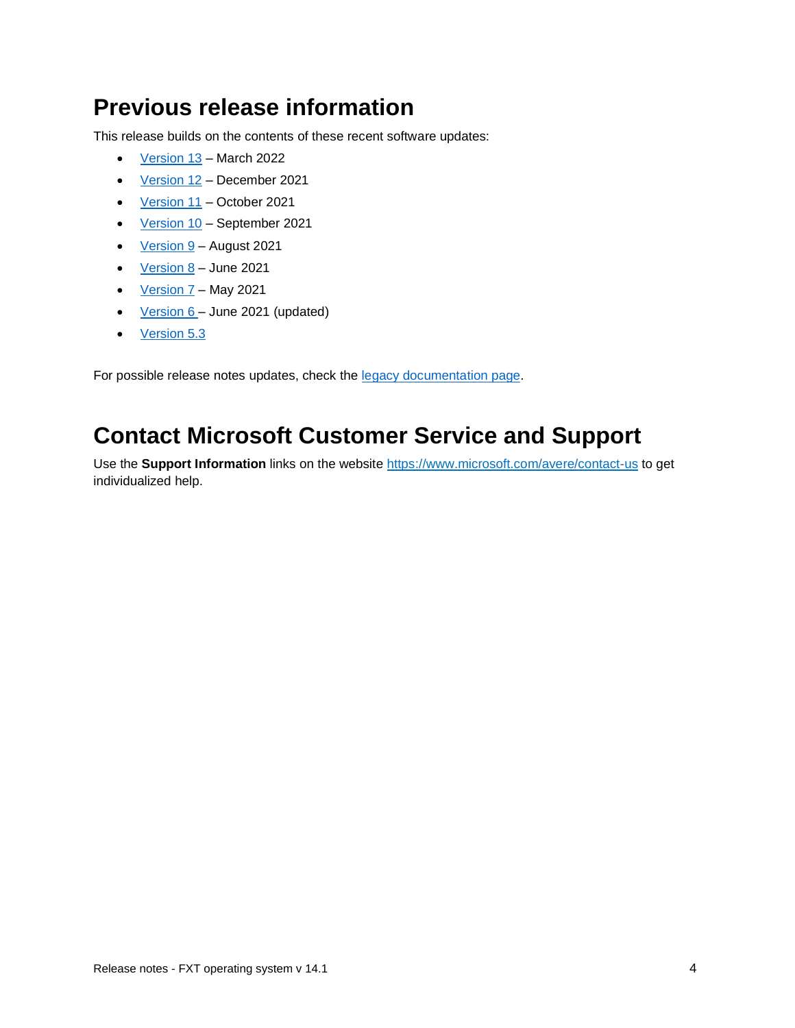# Previous release information

This release builds on the contents of these recent software updates:

- Version 13 – March 2022
- Version 12 – December 2021
- Version 11 – October 2021
- Version 10 – September 2021
- Version 9 – August 2021
- Version 8 – June 2021
- Version 7 – May 2021
- Version 6 – June 2021 (updated)
- Version 5.3

For possible release notes updates, check the legacy documentation page.

# Contact Microsoft Customer Service and Support

Use the **Support Information** links on the website https://www.microsoft.com/avere/contact-us to get individualized help.